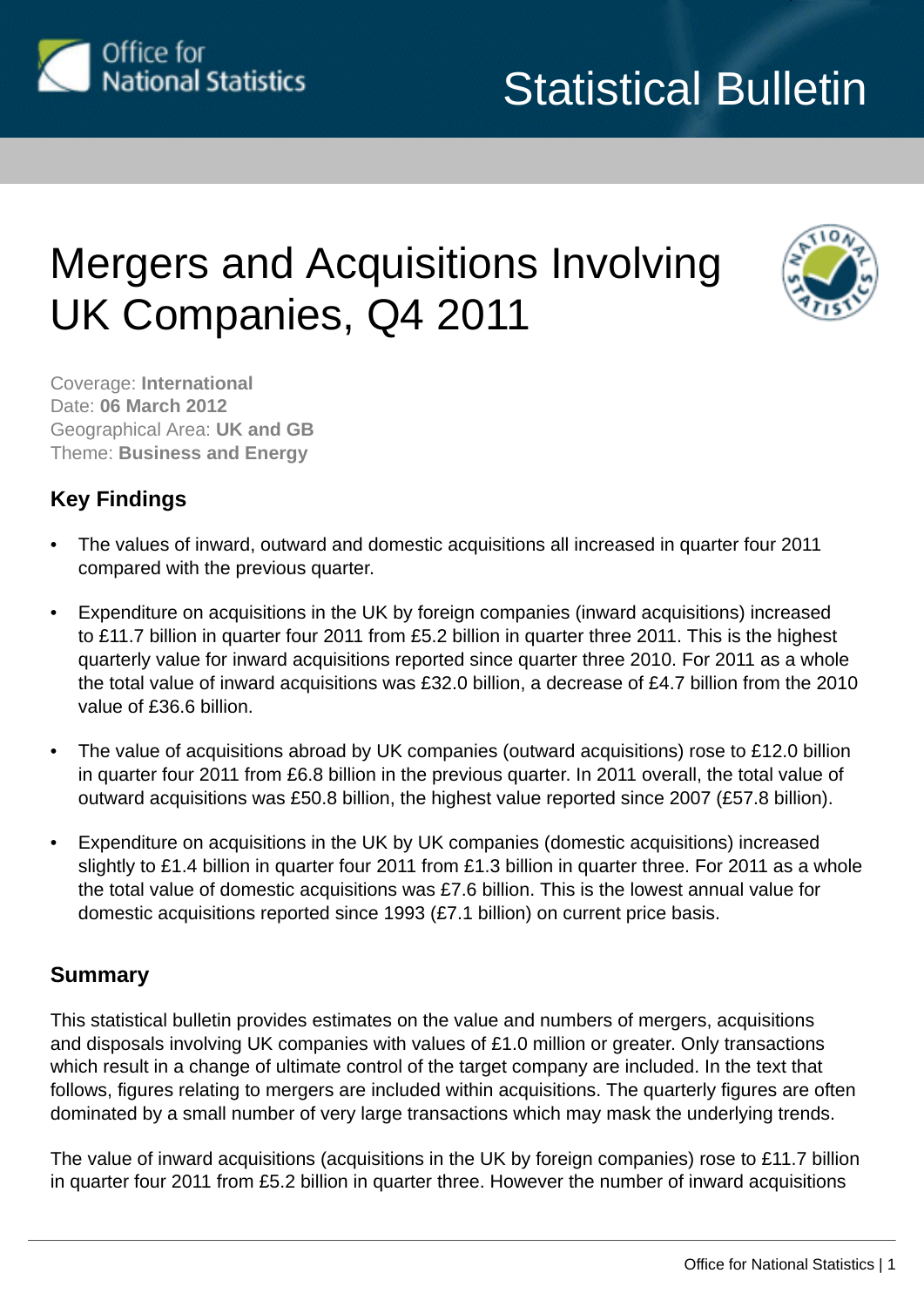Office for National Statistics

# Statistical Bulletin

# Mergers and Acquisitions Involving UK Companies, Q4 2011

Coverage: **International**
Date: **06 March 2012**
Geographical Area: **UK and GB**
Theme: **Business and Energy**

## Key Findings

- The values of inward, outward and domestic acquisitions all increased in quarter four 2011 compared with the previous quarter.
- Expenditure on acquisitions in the UK by foreign companies (inward acquisitions) increased to £11.7 billion in quarter four 2011 from £5.2 billion in quarter three 2011. This is the highest quarterly value for inward acquisitions reported since quarter three 2010. For 2011 as a whole the total value of inward acquisitions was £32.0 billion, a decrease of £4.7 billion from the 2010 value of £36.6 billion.
- The value of acquisitions abroad by UK companies (outward acquisitions) rose to £12.0 billion in quarter four 2011 from £6.8 billion in the previous quarter. In 2011 overall, the total value of outward acquisitions was £50.8 billion, the highest value reported since 2007 (£57.8 billion).
- Expenditure on acquisitions in the UK by UK companies (domestic acquisitions) increased slightly to £1.4 billion in quarter four 2011 from £1.3 billion in quarter three. For 2011 as a whole the total value of domestic acquisitions was £7.6 billion. This is the lowest annual value for domestic acquisitions reported since 1993 (£7.1 billion) on current price basis.

## Summary

This statistical bulletin provides estimates on the value and numbers of mergers, acquisitions and disposals involving UK companies with values of £1.0 million or greater. Only transactions which result in a change of ultimate control of the target company are included. In the text that follows, figures relating to mergers are included within acquisitions. The quarterly figures are often dominated by a small number of very large transactions which may mask the underlying trends.

The value of inward acquisitions (acquisitions in the UK by foreign companies) rose to £11.7 billion in quarter four 2011 from £5.2 billion in quarter three. However the number of inward acquisitions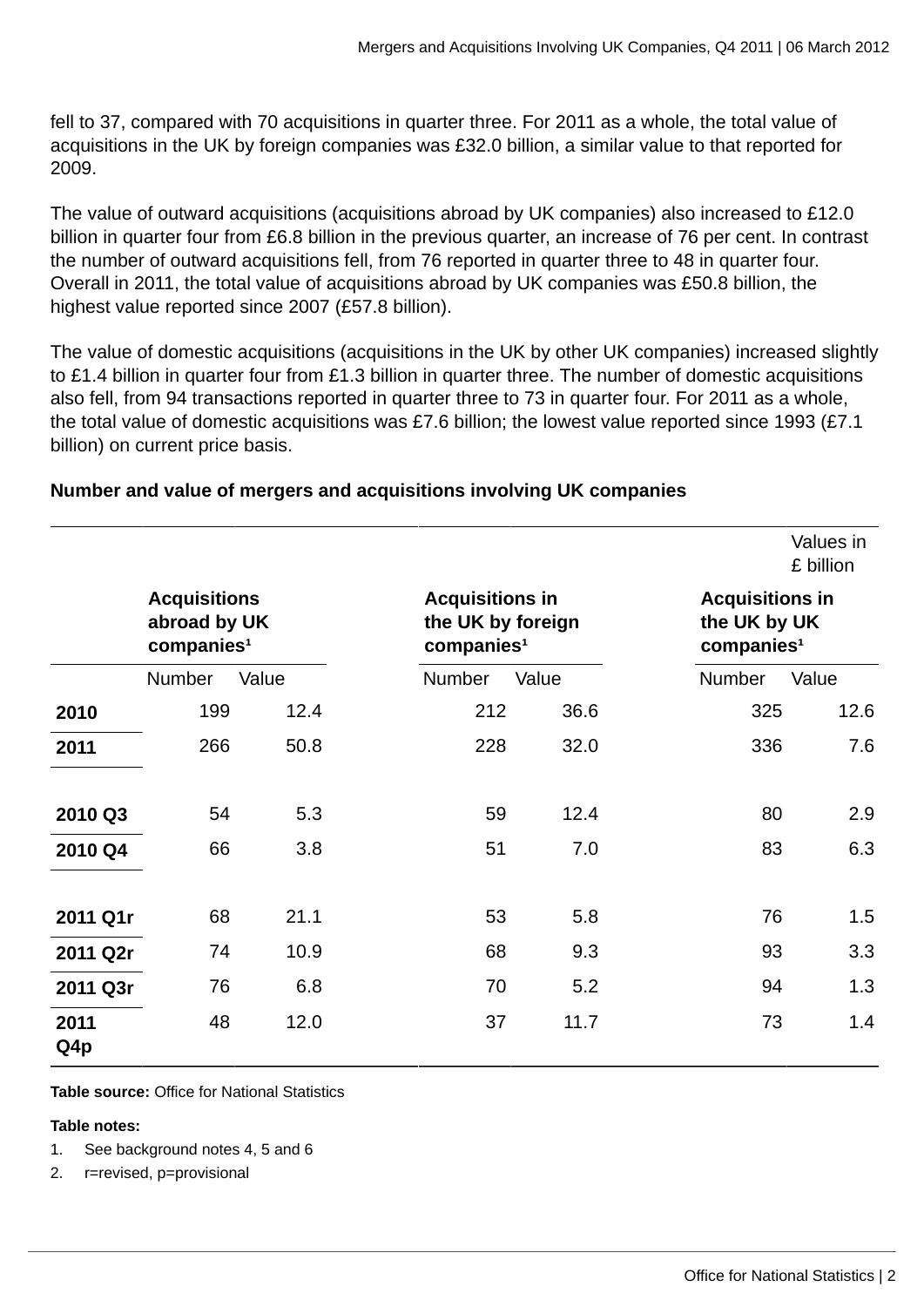fell to 37, compared with 70 acquisitions in quarter three. For 2011 as a whole, the total value of acquisitions in the UK by foreign companies was £32.0 billion, a similar value to that reported for 2009.

The value of outward acquisitions (acquisitions abroad by UK companies) also increased to £12.0 billion in quarter four from £6.8 billion in the previous quarter, an increase of 76 per cent. In contrast the number of outward acquisitions fell, from 76 reported in quarter three to 48 in quarter four. Overall in 2011, the total value of acquisitions abroad by UK companies was £50.8 billion, the highest value reported since 2007 (£57.8 billion).

The value of domestic acquisitions (acquisitions in the UK by other UK companies) increased slightly to £1.4 billion in quarter four from £1.3 billion in quarter three. The number of domestic acquisitions also fell, from 94 transactions reported in quarter three to 73 in quarter four. For 2011 as a whole, the total value of domestic acquisitions was £7.6 billion; the lowest value reported since 1993 (£7.1 billion) on current price basis.

**Number and value of mergers and acquisitions involving UK companies**

Values in £ billion

| | **Acquisitions abroad by UK companies**[1] | | **Acquisitions in the UK by foreign companies**[1] | | **Acquisitions in the UK by UK companies**[1] | |
|---|---|---|---|---|---|---|
| | Number | Value | Number | Value | Number | Value |
| **2010** | 199 | 12.4 | 212 | 36.6 | 325 | 12.6 |
| **2011** | 266 | 50.8 | 228 | 32.0 | 336 | 7.6 |
| | | | | | | |
| **2010 Q3** | 54 | 5.3 | 59 | 12.4 | 80 | 2.9 |
| **2010 Q4** | 66 | 3.8 | 51 | 7.0 | 83 | 6.3 |
| | | | | | | |
| **2011 Q1r** | 68 | 21.1 | 53 | 5.8 | 76 | 1.5 |
| **2011 Q2r** | 74 | 10.9 | 68 | 9.3 | 93 | 3.3 |
| **2011 Q3r** | 76 | 6.8 | 70 | 5.2 | 94 | 1.3 |
| **2011 Q4p** | 48 | 12.0 | 37 | 11.7 | 73 | 1.4 |

**Table source:** Office for National Statistics

**Table notes:**

1. See background notes 4, 5 and 6
2. r=revised, p=provisional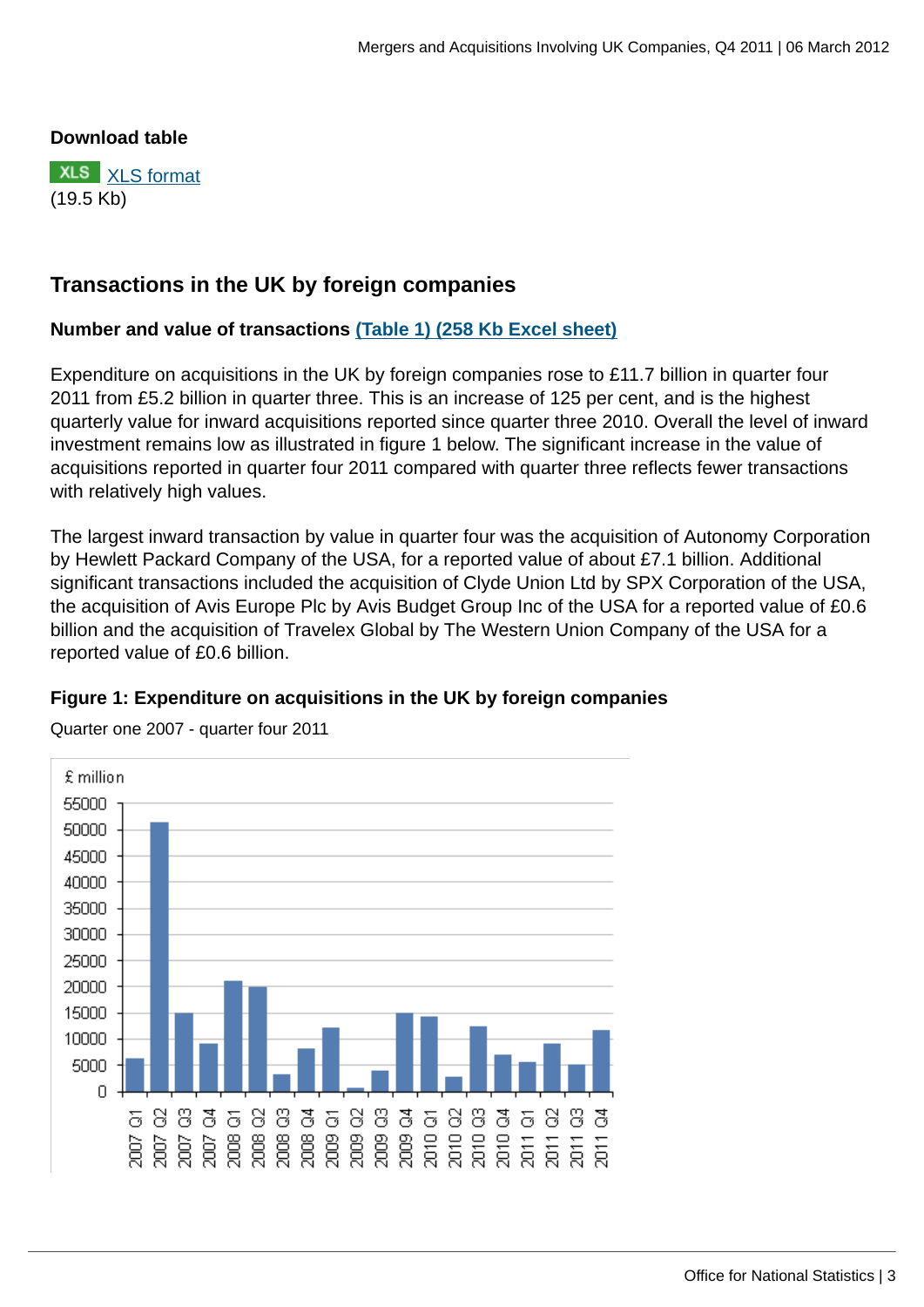**Download table**

XLS [XLS format](#)
(19.5 Kb)

## Transactions in the UK by foreign companies

**Number and value of transactions [(Table 1) (258 Kb Excel sheet)](#)**

Expenditure on acquisitions in the UK by foreign companies rose to £11.7 billion in quarter four 2011 from £5.2 billion in quarter three. This is an increase of 125 per cent, and is the highest quarterly value for inward acquisitions reported since quarter three 2010. Overall the level of inward investment remains low as illustrated in figure 1 below. The significant increase in the value of acquisitions reported in quarter four 2011 compared with quarter three reflects fewer transactions with relatively high values.

The largest inward transaction by value in quarter four was the acquisition of Autonomy Corporation by Hewlett Packard Company of the USA, for a reported value of about £7.1 billion. Additional significant transactions included the acquisition of Clyde Union Ltd by SPX Corporation of the USA, the acquisition of Avis Europe Plc by Avis Budget Group Inc of the USA for a reported value of £0.6 billion and the acquisition of Travelex Global by The Western Union Company of the USA for a reported value of £0.6 billion.

**Figure 1: Expenditure on acquisitions in the UK by foreign companies**

Quarter one 2007 - quarter four 2011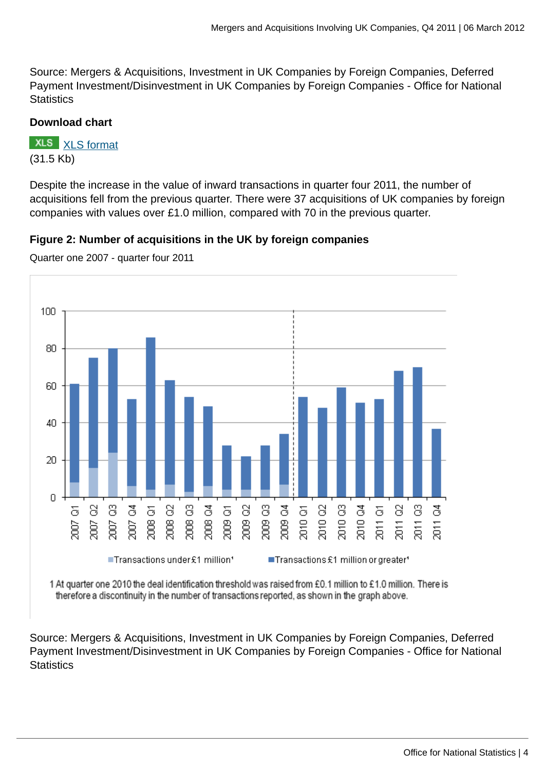Source: Mergers & Acquisitions, Investment in UK Companies by Foreign Companies, Deferred Payment Investment/Disinvestment in UK Companies by Foreign Companies - Office for National Statistics

**Download chart**

XLS [XLS format](#)
(31.5 Kb)

Despite the increase in the value of inward transactions in quarter four 2011, the number of acquisitions fell from the previous quarter. There were 37 acquisitions of UK companies by foreign companies with values over £1.0 million, compared with 70 in the previous quarter.

**Figure 2: Number of acquisitions in the UK by foreign companies**

Quarter one 2007 - quarter four 2011

1 At quarter one 2010 the deal identification threshold was raised from £0.1 million to £1.0 million. There is therefore a discontinuity in the number of transactions reported, as shown in the graph above.

Source: Mergers & Acquisitions, Investment in UK Companies by Foreign Companies, Deferred Payment Investment/Disinvestment in UK Companies by Foreign Companies - Office for National Statistics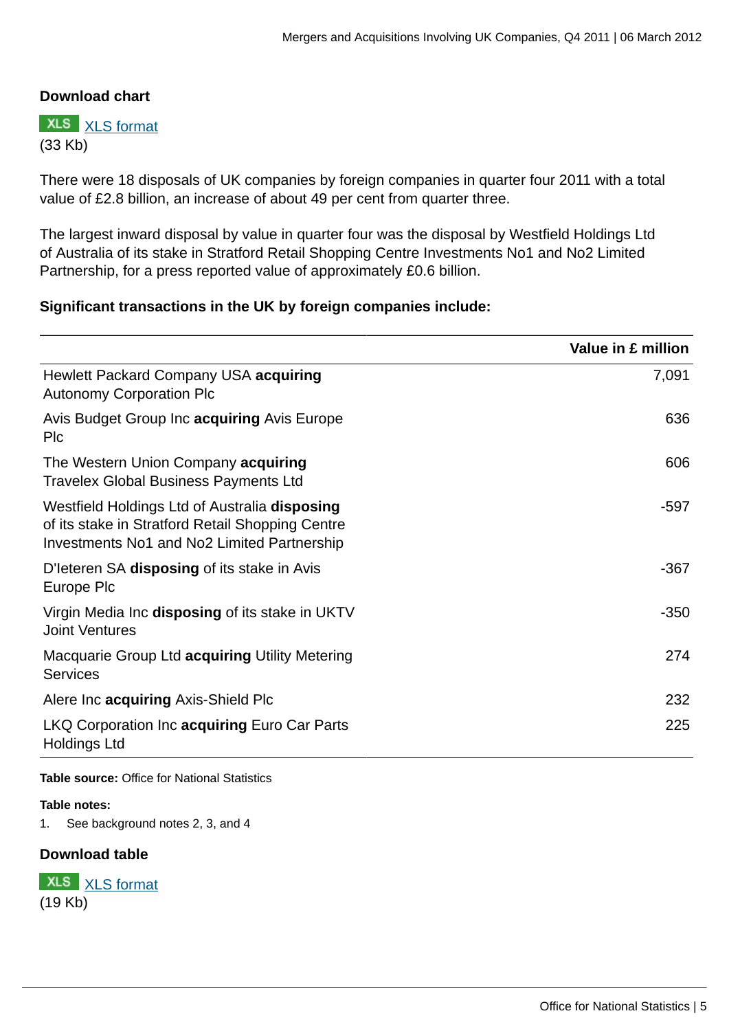**Download chart**

XLS [XLS format](#)
(33 Kb)

There were 18 disposals of UK companies by foreign companies in quarter four 2011 with a total value of £2.8 billion, an increase of about 49 per cent from quarter three.

The largest inward disposal by value in quarter four was the disposal by Westfield Holdings Ltd of Australia of its stake in Stratford Retail Shopping Centre Investments No1 and No2 Limited Partnership, for a press reported value of approximately £0.6 billion.

**Significant transactions in the UK by foreign companies include:**

| | Value in £ million |
|---|---:|
| Hewlett Packard Company USA **acquiring** Autonomy Corporation Plc | 7,091 |
| Avis Budget Group Inc **acquiring** Avis Europe Plc | 636 |
| The Western Union Company **acquiring** Travelex Global Business Payments Ltd | 606 |
| Westfield Holdings Ltd of Australia **disposing** of its stake in Stratford Retail Shopping Centre Investments No1 and No2 Limited Partnership | -597 |
| D'Ieteren SA **disposing** of its stake in Avis Europe Plc | -367 |
| Virgin Media Inc **disposing** of its stake in UKTV Joint Ventures | -350 |
| Macquarie Group Ltd **acquiring** Utility Metering Services | 274 |
| Alere Inc **acquiring** Axis-Shield Plc | 232 |
| LKQ Corporation Inc **acquiring** Euro Car Parts Holdings Ltd | 225 |

**Table source:** Office for National Statistics

**Table notes:**

1. See background notes 2, 3, and 4

**Download table**

XLS [XLS format](#)
(19 Kb)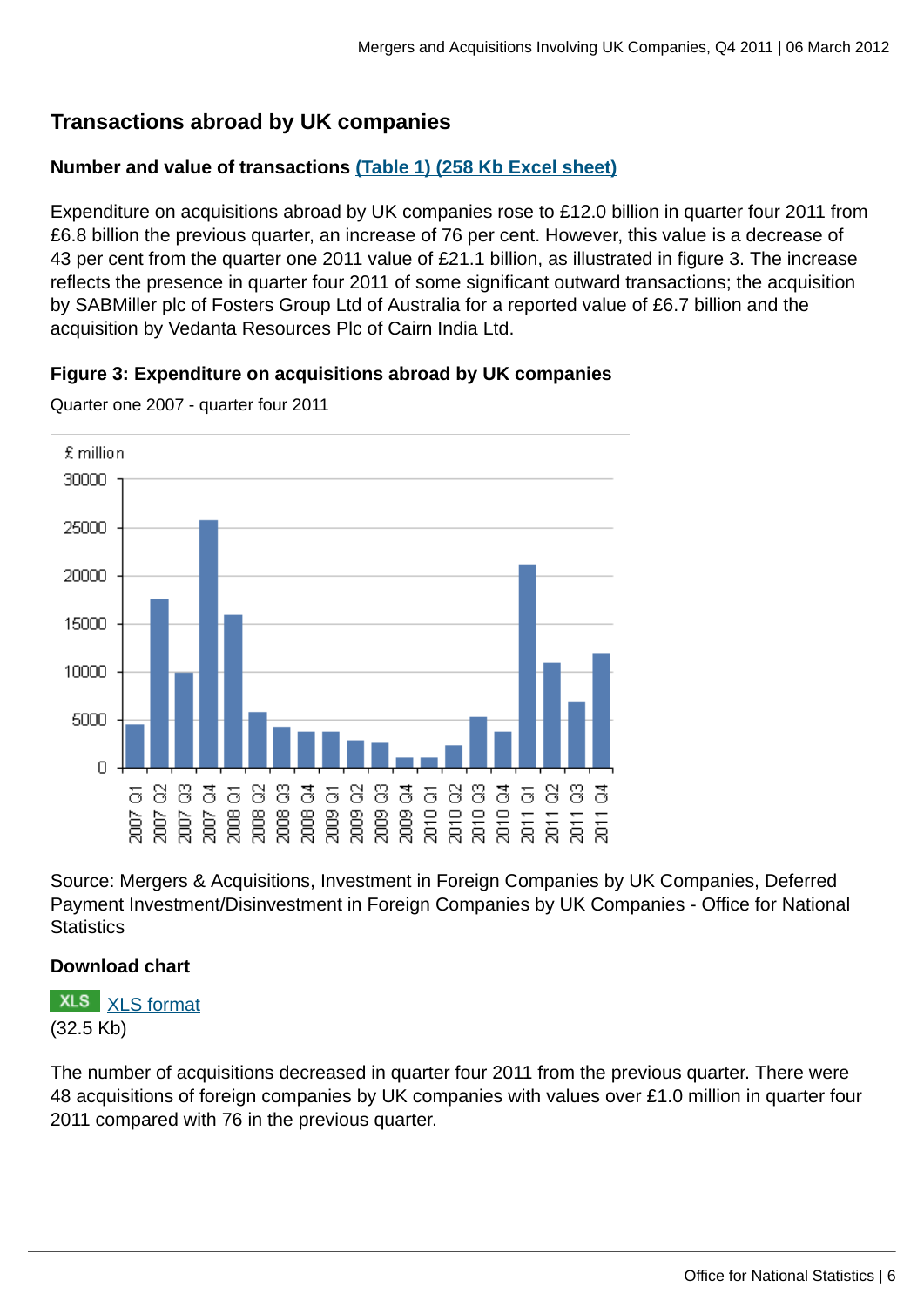## Transactions abroad by UK companies

### Number and value of transactions (Table 1) (258 Kb Excel sheet)

Expenditure on acquisitions abroad by UK companies rose to £12.0 billion in quarter four 2011 from £6.8 billion the previous quarter, an increase of 76 per cent. However, this value is a decrease of 43 per cent from the quarter one 2011 value of £21.1 billion, as illustrated in figure 3. The increase reflects the presence in quarter four 2011 of some significant outward transactions; the acquisition by SABMiller plc of Fosters Group Ltd of Australia for a reported value of £6.7 billion and the acquisition by Vedanta Resources Plc of Cairn India Ltd.

**Figure 3: Expenditure on acquisitions abroad by UK companies**

Quarter one 2007 - quarter four 2011

Source: Mergers & Acquisitions, Investment in Foreign Companies by UK Companies, Deferred Payment Investment/Disinvestment in Foreign Companies by UK Companies - Office for National Statistics

**Download chart**

XLS XLS format
(32.5 Kb)

The number of acquisitions decreased in quarter four 2011 from the previous quarter. There were 48 acquisitions of foreign companies by UK companies with values over £1.0 million in quarter four 2011 compared with 76 in the previous quarter.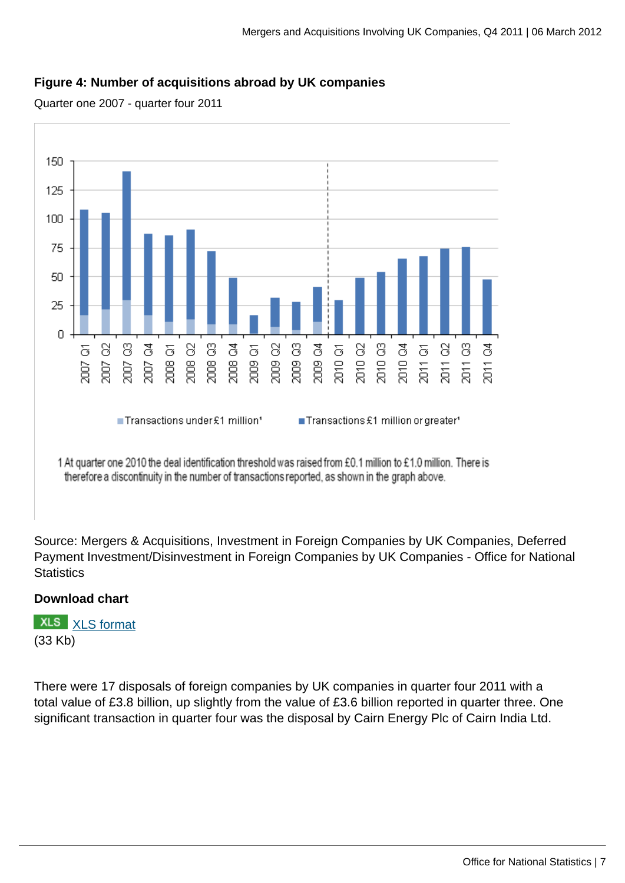**Figure 4: Number of acquisitions abroad by UK companies**

Quarter one 2007 - quarter four 2011

1 At quarter one 2010 the deal identification threshold was raised from £0.1 million to £1.0 million. There is therefore a discontinuity in the number of transactions reported, as shown in the graph above.

Source: Mergers & Acquisitions, Investment in Foreign Companies by UK Companies, Deferred Payment Investment/Disinvestment in Foreign Companies by UK Companies - Office for National Statistics

**Download chart**

XLS [XLS format]
(33 Kb)

There were 17 disposals of foreign companies by UK companies in quarter four 2011 with a total value of £3.8 billion, up slightly from the value of £3.6 billion reported in quarter three. One significant transaction in quarter four was the disposal by Cairn Energy Plc of Cairn India Ltd.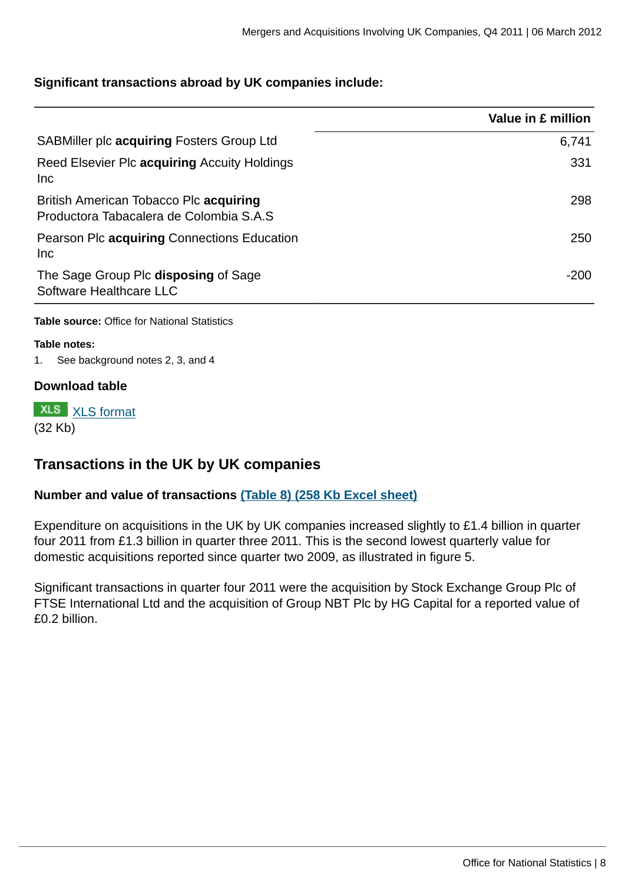**Significant transactions abroad by UK companies include:**

| | Value in £ million |
|---|---|
| SABMiller plc **acquiring** Fosters Group Ltd | 6,741 |
| Reed Elsevier Plc **acquiring** Accuity Holdings Inc | 331 |
| British American Tobacco Plc **acquiring** Productora Tabacalera de Colombia S.A.S | 298 |
| Pearson Plc **acquiring** Connections Education Inc | 250 |
| The Sage Group Plc **disposing** of Sage Software Healthcare LLC | -200 |

**Table source:** Office for National Statistics

**Table notes:**

1. See background notes 2, 3, and 4

**Download table**

XLS XLS format
(32 Kb)

## Transactions in the UK by UK companies

**Number and value of transactions (Table 8) (258 Kb Excel sheet)**

Expenditure on acquisitions in the UK by UK companies increased slightly to £1.4 billion in quarter four 2011 from £1.3 billion in quarter three 2011. This is the second lowest quarterly value for domestic acquisitions reported since quarter two 2009, as illustrated in figure 5.

Significant transactions in quarter four 2011 were the acquisition by Stock Exchange Group Plc of FTSE International Ltd and the acquisition of Group NBT Plc by HG Capital for a reported value of £0.2 billion.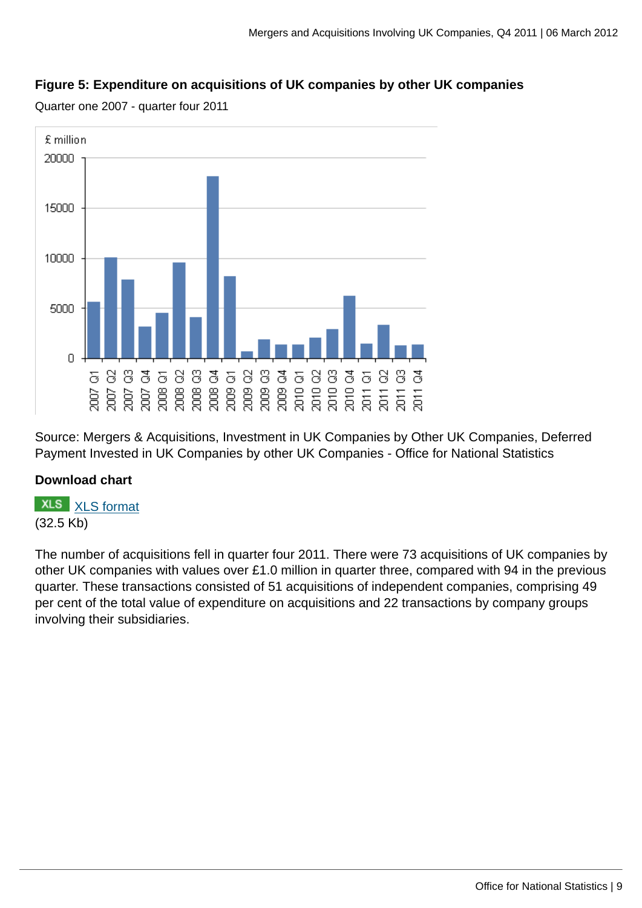**Figure 5: Expenditure on acquisitions of UK companies by other UK companies**

Quarter one 2007 - quarter four 2011

Source: Mergers & Acquisitions, Investment in UK Companies by Other UK Companies, Deferred Payment Invested in UK Companies by other UK Companies - Office for National Statistics

**Download chart**

XLS [XLS format]
(32.5 Kb)

The number of acquisitions fell in quarter four 2011. There were 73 acquisitions of UK companies by other UK companies with values over £1.0 million in quarter three, compared with 94 in the previous quarter. These transactions consisted of 51 acquisitions of independent companies, comprising 49 per cent of the total value of expenditure on acquisitions and 22 transactions by company groups involving their subsidiaries.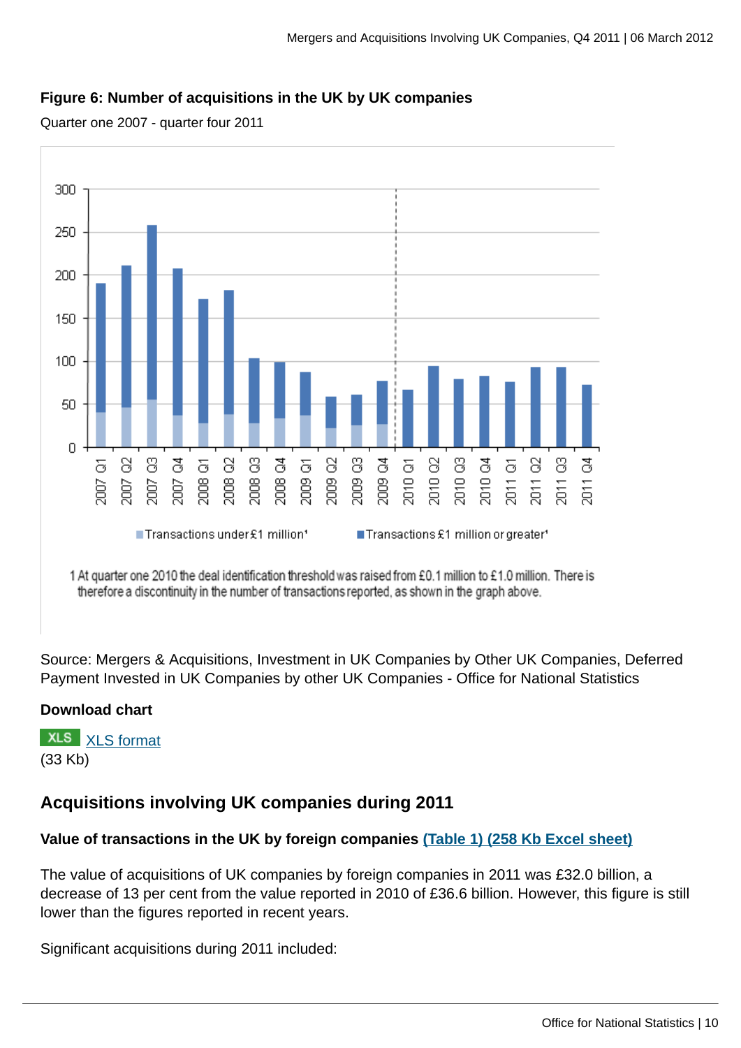**Figure 6: Number of acquisitions in the UK by UK companies**

Quarter one 2007 - quarter four 2011

1 At quarter one 2010 the deal identification threshold was raised from £0.1 million to £1.0 million. There is therefore a discontinuity in the number of transactions reported, as shown in the graph above.

Source: Mergers & Acquisitions, Investment in UK Companies by Other UK Companies, Deferred Payment Invested in UK Companies by other UK Companies - Office for National Statistics

**Download chart**

XLS [XLS format](#)
(33 Kb)

## Acquisitions involving UK companies during 2011

**Value of transactions in the UK by foreign companies [(Table 1) (258 Kb Excel sheet)](#)**

The value of acquisitions of UK companies by foreign companies in 2011 was £32.0 billion, a decrease of 13 per cent from the value reported in 2010 of £36.6 billion. However, this figure is still lower than the figures reported in recent years.

Significant acquisitions during 2011 included: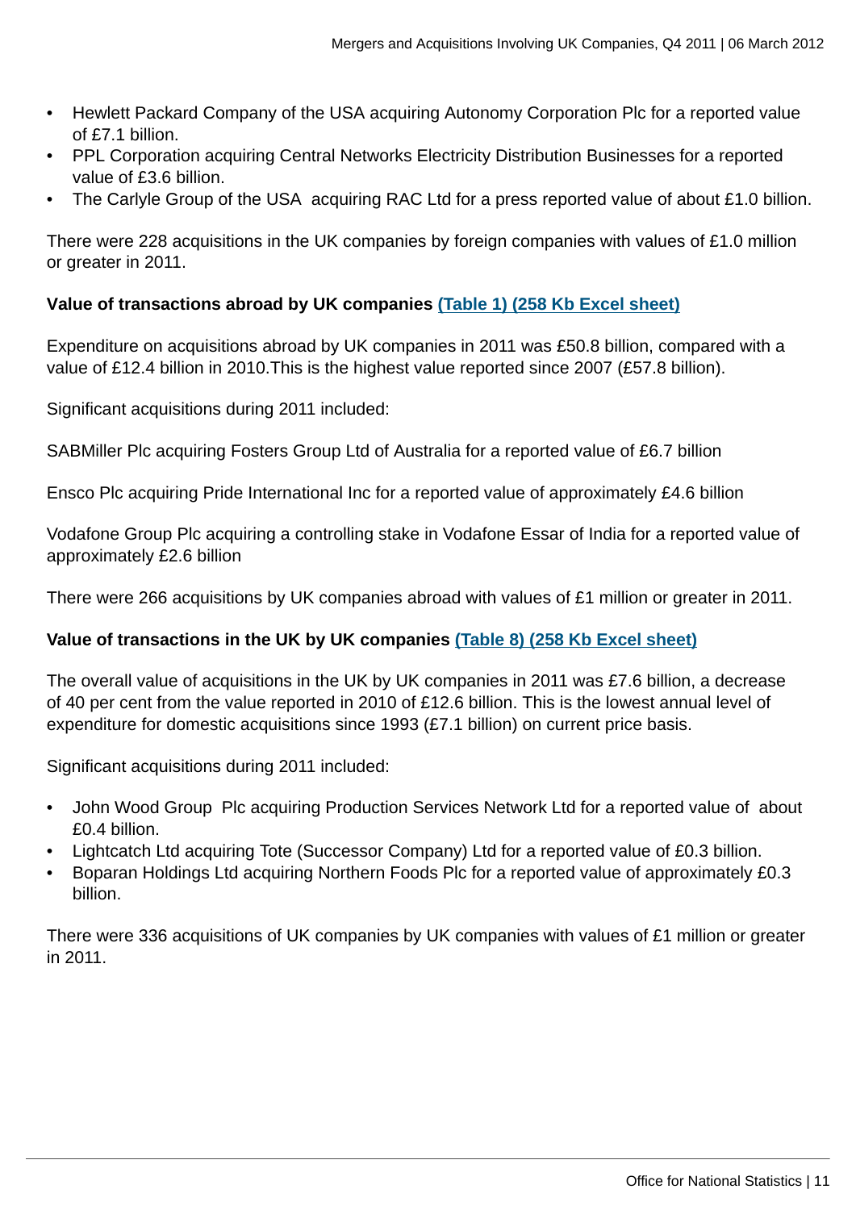- Hewlett Packard Company of the USA acquiring Autonomy Corporation Plc for a reported value of £7.1 billion.
- PPL Corporation acquiring Central Networks Electricity Distribution Businesses for a reported value of £3.6 billion.
- The Carlyle Group of the USA acquiring RAC Ltd for a press reported value of about £1.0 billion.

There were 228 acquisitions in the UK companies by foreign companies with values of £1.0 million or greater in 2011.

**Value of transactions abroad by UK companies [(Table 1) (258 Kb Excel sheet)]**

Expenditure on acquisitions abroad by UK companies in 2011 was £50.8 billion, compared with a value of £12.4 billion in 2010.This is the highest value reported since 2007 (£57.8 billion).

Significant acquisitions during 2011 included:

SABMiller Plc acquiring Fosters Group Ltd of Australia for a reported value of £6.7 billion

Ensco Plc acquiring Pride International Inc for a reported value of approximately £4.6 billion

Vodafone Group Plc acquiring a controlling stake in Vodafone Essar of India for a reported value of approximately £2.6 billion

There were 266 acquisitions by UK companies abroad with values of £1 million or greater in 2011.

**Value of transactions in the UK by UK companies [(Table 8) (258 Kb Excel sheet)]**

The overall value of acquisitions in the UK by UK companies in 2011 was £7.6 billion, a decrease of 40 per cent from the value reported in 2010 of £12.6 billion. This is the lowest annual level of expenditure for domestic acquisitions since 1993 (£7.1 billion) on current price basis.

Significant acquisitions during 2011 included:

- John Wood Group Plc acquiring Production Services Network Ltd for a reported value of about £0.4 billion.
- Lightcatch Ltd acquiring Tote (Successor Company) Ltd for a reported value of £0.3 billion.
- Boparan Holdings Ltd acquiring Northern Foods Plc for a reported value of approximately £0.3 billion.

There were 336 acquisitions of UK companies by UK companies with values of £1 million or greater in 2011.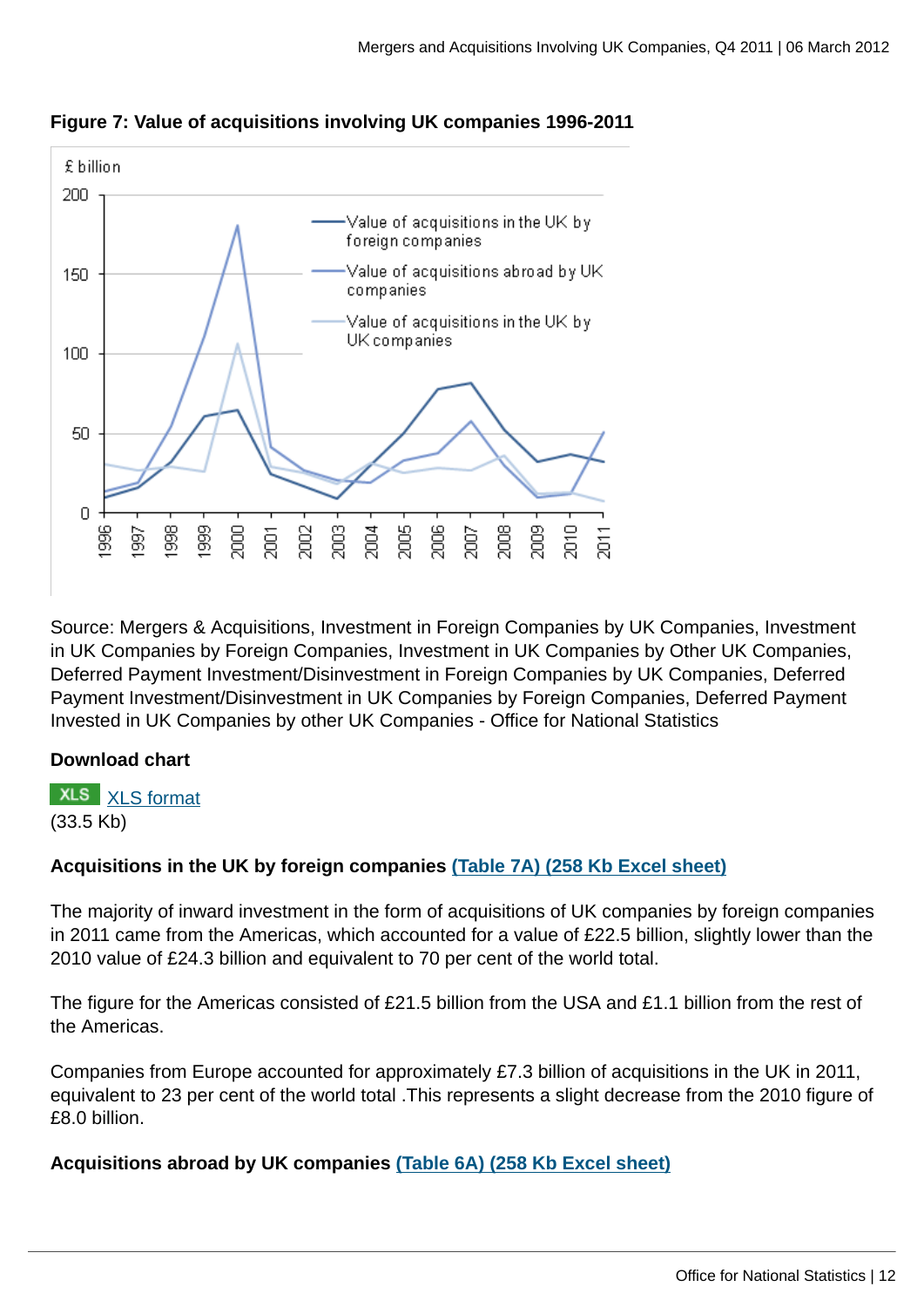**Figure 7: Value of acquisitions involving UK companies 1996-2011**

Source: Mergers & Acquisitions, Investment in Foreign Companies by UK Companies, Investment in UK Companies by Foreign Companies, Investment in UK Companies by Other UK Companies, Deferred Payment Investment/Disinvestment in Foreign Companies by UK Companies, Deferred Payment Investment/Disinvestment in UK Companies by Foreign Companies, Deferred Payment Invested in UK Companies by other UK Companies - Office for National Statistics

**Download chart**

XLS [XLS format](#)
(33.5 Kb)

**Acquisitions in the UK by foreign companies** [(Table 7A) (258 Kb Excel sheet)](#)

The majority of inward investment in the form of acquisitions of UK companies by foreign companies in 2011 came from the Americas, which accounted for a value of £22.5 billion, slightly lower than the 2010 value of £24.3 billion and equivalent to 70 per cent of the world total.

The figure for the Americas consisted of £21.5 billion from the USA and £1.1 billion from the rest of the Americas.

Companies from Europe accounted for approximately £7.3 billion of acquisitions in the UK in 2011, equivalent to 23 per cent of the world total .This represents a slight decrease from the 2010 figure of £8.0 billion.

**Acquisitions abroad by UK companies** [(Table 6A) (258 Kb Excel sheet)](#)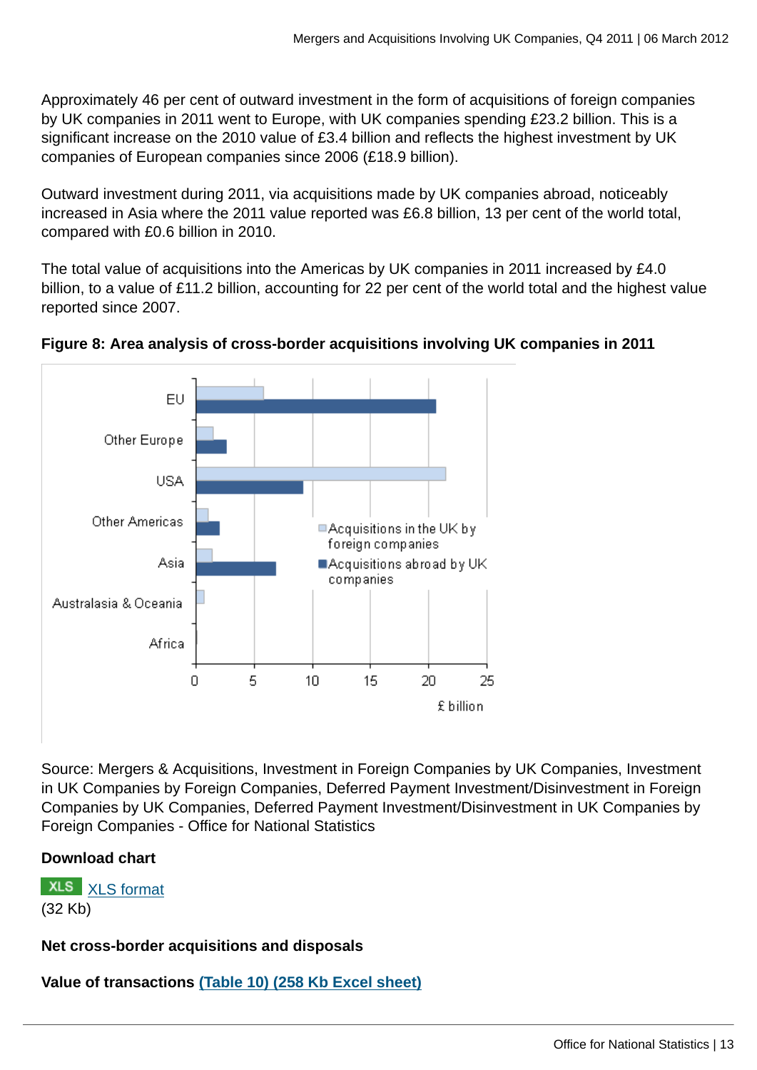Approximately 46 per cent of outward investment in the form of acquisitions of foreign companies by UK companies in 2011 went to Europe, with UK companies spending £23.2 billion. This is a significant increase on the 2010 value of £3.4 billion and reflects the highest investment by UK companies of European companies since 2006 (£18.9 billion).

Outward investment during 2011, via acquisitions made by UK companies abroad, noticeably increased in Asia where the 2011 value reported was £6.8 billion, 13 per cent of the world total, compared with £0.6 billion in 2010.

The total value of acquisitions into the Americas by UK companies in 2011 increased by £4.0 billion, to a value of £11.2 billion, accounting for 22 per cent of the world total and the highest value reported since 2007.

**Figure 8: Area analysis of cross-border acquisitions involving UK companies in 2011**

Source: Mergers & Acquisitions, Investment in Foreign Companies by UK Companies, Investment in UK Companies by Foreign Companies, Deferred Payment Investment/Disinvestment in Foreign Companies by UK Companies, Deferred Payment Investment/Disinvestment in UK Companies by Foreign Companies - Office for National Statistics

**Download chart**

XLS XLS format
(32 Kb)

**Net cross-border acquisitions and disposals**

**Value of transactions (Table 10) (258 Kb Excel sheet)**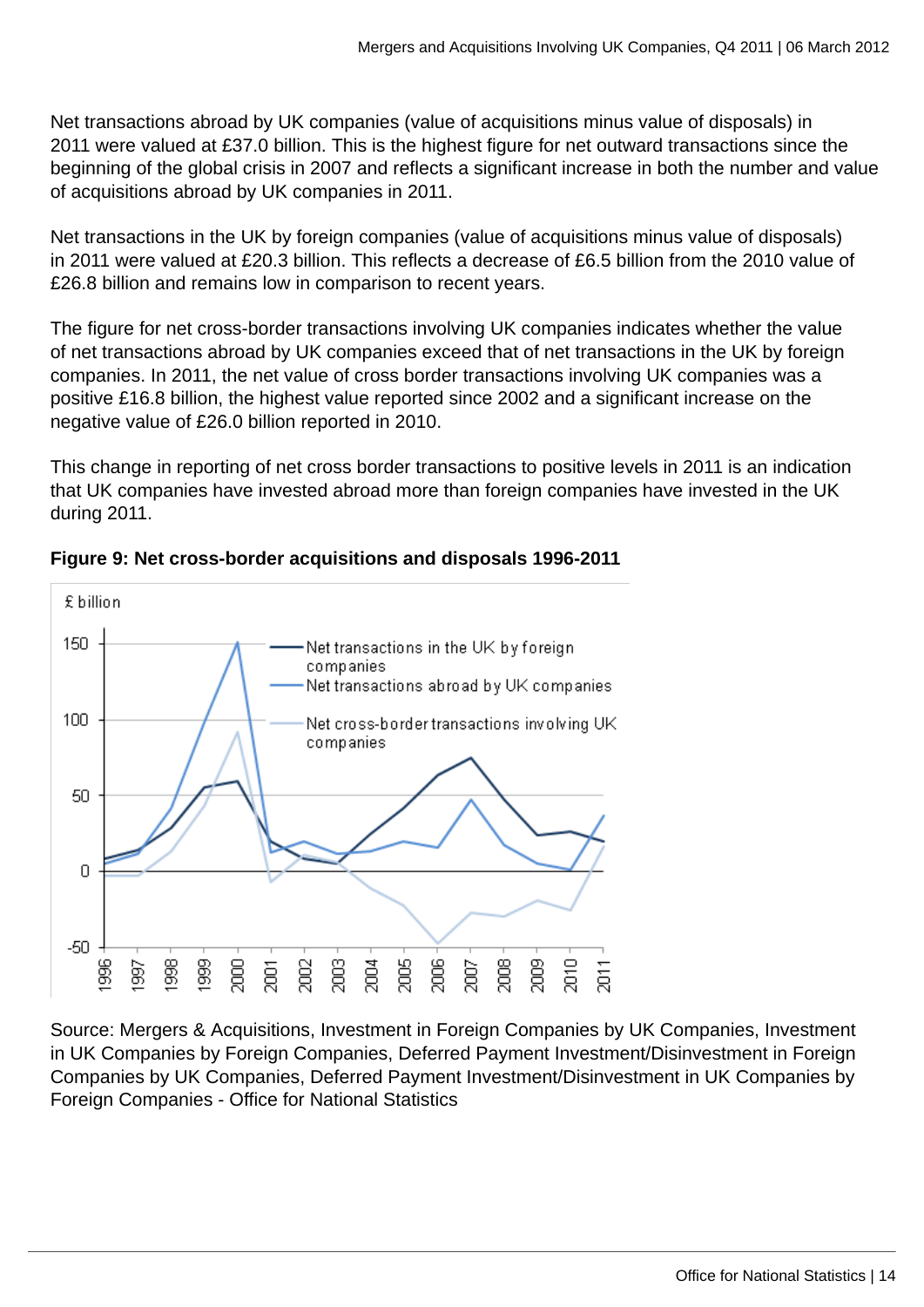Net transactions abroad by UK companies (value of acquisitions minus value of disposals) in 2011 were valued at £37.0 billion. This is the highest figure for net outward transactions since the beginning of the global crisis in 2007 and reflects a significant increase in both the number and value of acquisitions abroad by UK companies in 2011.

Net transactions in the UK by foreign companies (value of acquisitions minus value of disposals) in 2011 were valued at £20.3 billion. This reflects a decrease of £6.5 billion from the 2010 value of £26.8 billion and remains low in comparison to recent years.

The figure for net cross-border transactions involving UK companies indicates whether the value of net transactions abroad by UK companies exceed that of net transactions in the UK by foreign companies. In 2011, the net value of cross border transactions involving UK companies was a positive £16.8 billion, the highest value reported since 2002 and a significant increase on the negative value of £26.0 billion reported in 2010.

This change in reporting of net cross border transactions to positive levels in 2011 is an indication that UK companies have invested abroad more than foreign companies have invested in the UK during 2011.

**Figure 9: Net cross-border acquisitions and disposals 1996-2011**

Source: Mergers & Acquisitions, Investment in Foreign Companies by UK Companies, Investment in UK Companies by Foreign Companies, Deferred Payment Investment/Disinvestment in Foreign Companies by UK Companies, Deferred Payment Investment/Disinvestment in UK Companies by Foreign Companies - Office for National Statistics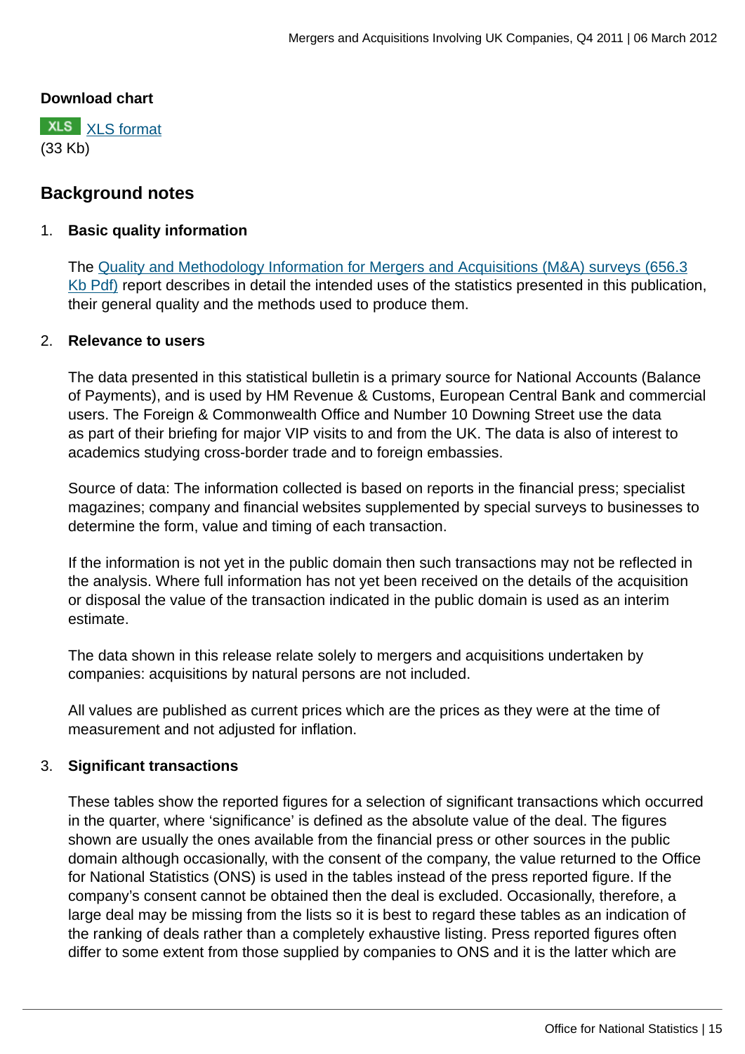**Download chart**

XLS [XLS format](#)
(33 Kb)

## Background notes

1. **Basic quality information**

   The [Quality and Methodology Information for Mergers and Acquisitions (M&A) surveys (656.3 Kb Pdf)](#) report describes in detail the intended uses of the statistics presented in this publication, their general quality and the methods used to produce them.

2. **Relevance to users**

   The data presented in this statistical bulletin is a primary source for National Accounts (Balance of Payments), and is used by HM Revenue & Customs, European Central Bank and commercial users. The Foreign & Commonwealth Office and Number 10 Downing Street use the data as part of their briefing for major VIP visits to and from the UK. The data is also of interest to academics studying cross-border trade and to foreign embassies.

   Source of data: The information collected is based on reports in the financial press; specialist magazines; company and financial websites supplemented by special surveys to businesses to determine the form, value and timing of each transaction.

   If the information is not yet in the public domain then such transactions may not be reflected in the analysis. Where full information has not yet been received on the details of the acquisition or disposal the value of the transaction indicated in the public domain is used as an interim estimate.

   The data shown in this release relate solely to mergers and acquisitions undertaken by companies: acquisitions by natural persons are not included.

   All values are published as current prices which are the prices as they were at the time of measurement and not adjusted for inflation.

3. **Significant transactions**

   These tables show the reported figures for a selection of significant transactions which occurred in the quarter, where 'significance' is defined as the absolute value of the deal. The figures shown are usually the ones available from the financial press or other sources in the public domain although occasionally, with the consent of the company, the value returned to the Office for National Statistics (ONS) is used in the tables instead of the press reported figure. If the company's consent cannot be obtained then the deal is excluded. Occasionally, therefore, a large deal may be missing from the lists so it is best to regard these tables as an indication of the ranking of deals rather than a completely exhaustive listing. Press reported figures often differ to some extent from those supplied by companies to ONS and it is the latter which are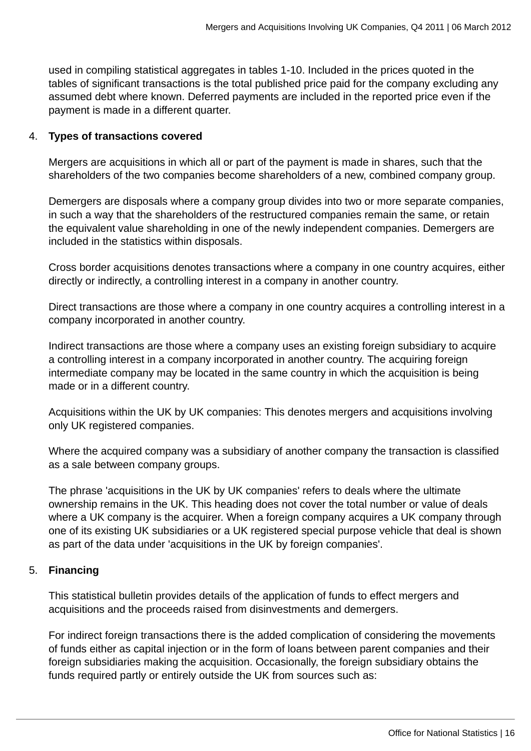used in compiling statistical aggregates in tables 1-10. Included in the prices quoted in the tables of significant transactions is the total published price paid for the company excluding any assumed debt where known. Deferred payments are included in the reported price even if the payment is made in a different quarter.

4. **Types of transactions covered**

Mergers are acquisitions in which all or part of the payment is made in shares, such that the shareholders of the two companies become shareholders of a new, combined company group.

Demergers are disposals where a company group divides into two or more separate companies, in such a way that the shareholders of the restructured companies remain the same, or retain the equivalent value shareholding in one of the newly independent companies. Demergers are included in the statistics within disposals.

Cross border acquisitions denotes transactions where a company in one country acquires, either directly or indirectly, a controlling interest in a company in another country.

Direct transactions are those where a company in one country acquires a controlling interest in a company incorporated in another country.

Indirect transactions are those where a company uses an existing foreign subsidiary to acquire a controlling interest in a company incorporated in another country. The acquiring foreign intermediate company may be located in the same country in which the acquisition is being made or in a different country.

Acquisitions within the UK by UK companies: This denotes mergers and acquisitions involving only UK registered companies.

Where the acquired company was a subsidiary of another company the transaction is classified as a sale between company groups.

The phrase 'acquisitions in the UK by UK companies' refers to deals where the ultimate ownership remains in the UK. This heading does not cover the total number or value of deals where a UK company is the acquirer. When a foreign company acquires a UK company through one of its existing UK subsidiaries or a UK registered special purpose vehicle that deal is shown as part of the data under 'acquisitions in the UK by foreign companies'.

5. **Financing**

This statistical bulletin provides details of the application of funds to effect mergers and acquisitions and the proceeds raised from disinvestments and demergers.

For indirect foreign transactions there is the added complication of considering the movements of funds either as capital injection or in the form of loans between parent companies and their foreign subsidiaries making the acquisition. Occasionally, the foreign subsidiary obtains the funds required partly or entirely outside the UK from sources such as: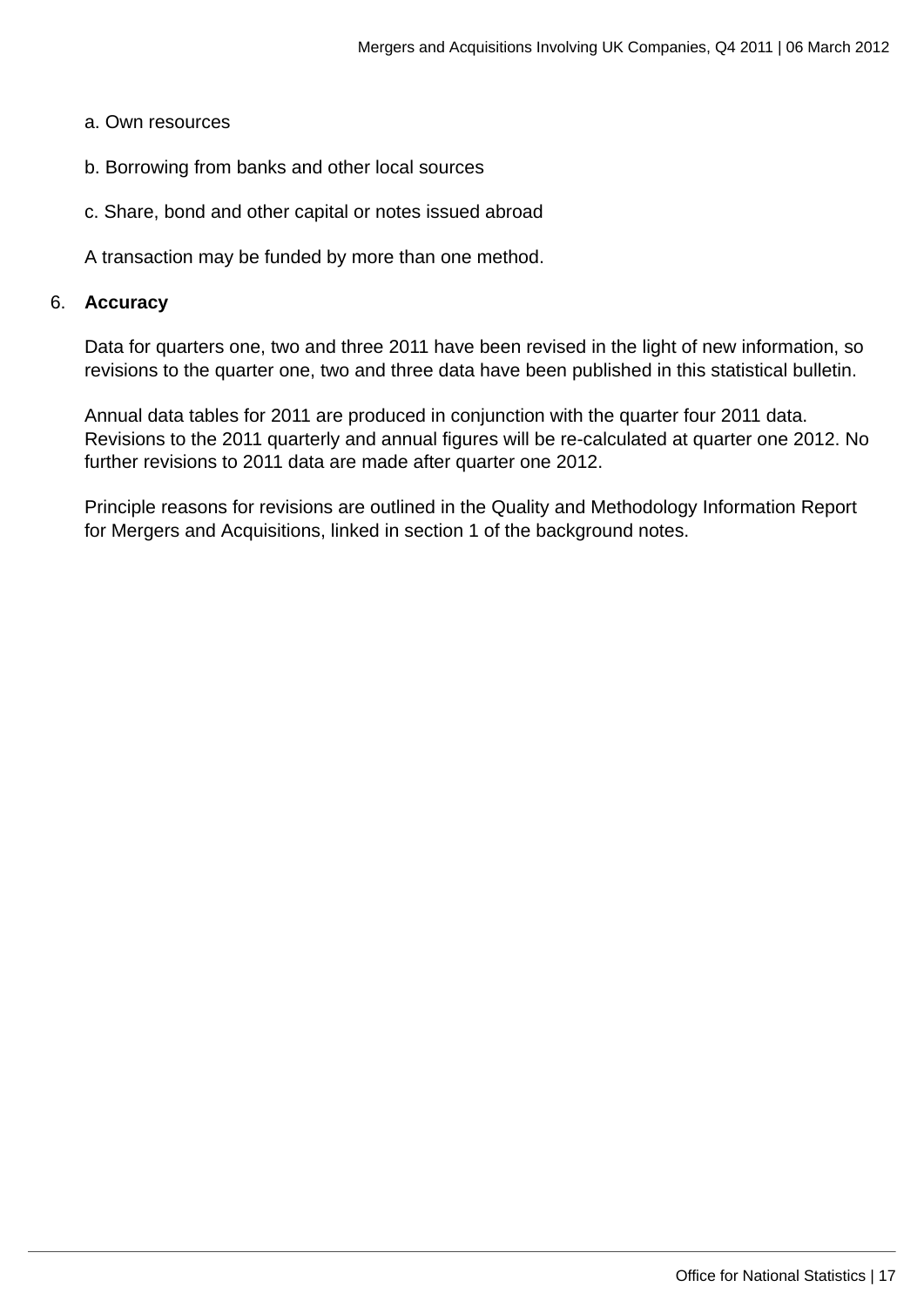a. Own resources

b. Borrowing from banks and other local sources

c. Share, bond and other capital or notes issued abroad

A transaction may be funded by more than one method.

6. **Accuracy**

Data for quarters one, two and three 2011 have been revised in the light of new information, so revisions to the quarter one, two and three data have been published in this statistical bulletin.

Annual data tables for 2011 are produced in conjunction with the quarter four 2011 data. Revisions to the 2011 quarterly and annual figures will be re-calculated at quarter one 2012. No further revisions to 2011 data are made after quarter one 2012.

Principle reasons for revisions are outlined in the Quality and Methodology Information Report for Mergers and Acquisitions, linked in section 1 of the background notes.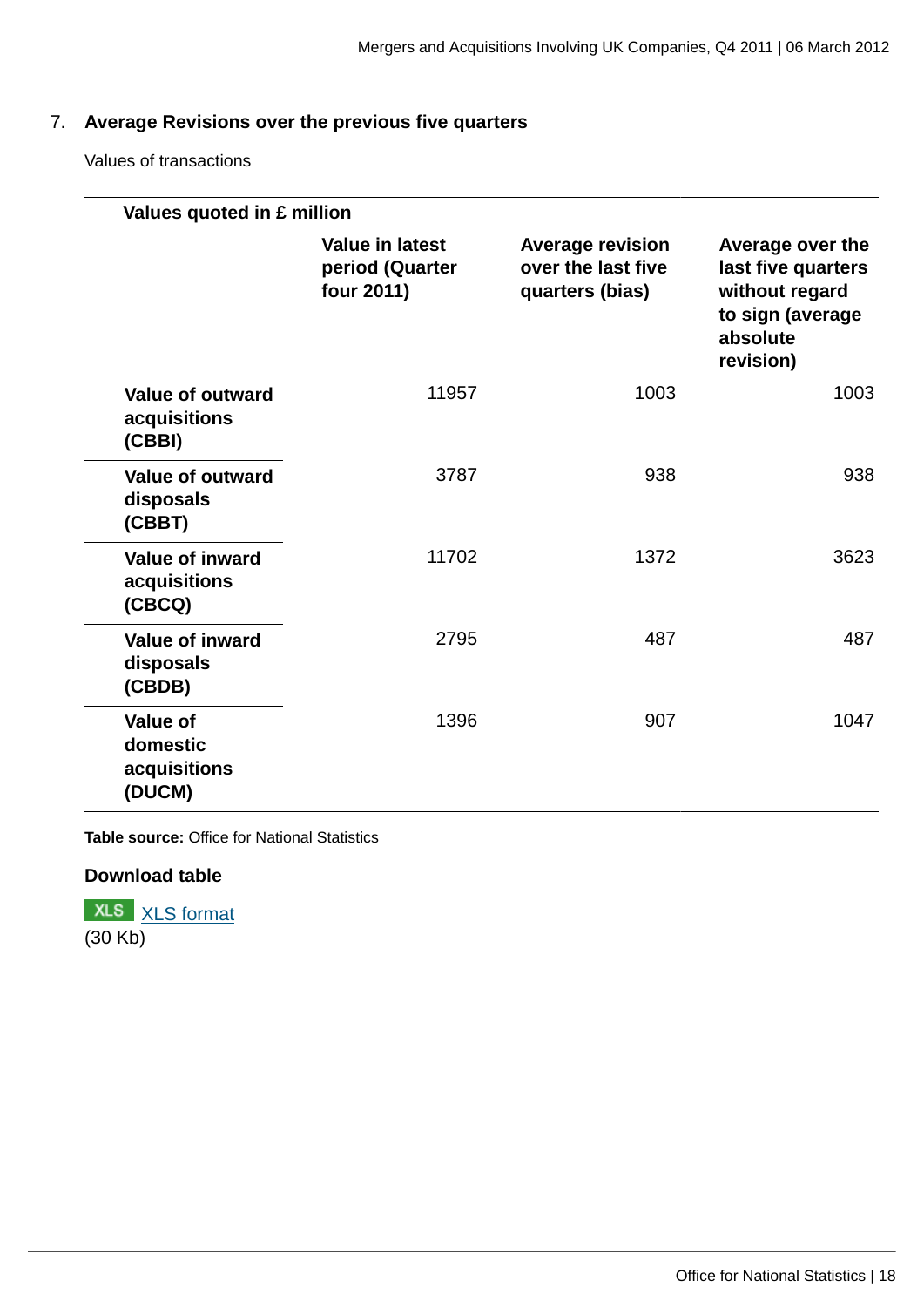## 7. Average Revisions over the previous five quarters

Values of transactions

| Values quoted in £ million | Value in latest period (Quarter four 2011) | Average revision over the last five quarters (bias) | Average over the last five quarters without regard to sign (average absolute revision) |
|---|---|---|---|
| **Value of outward acquisitions (CBBI)** | 11957 | 1003 | 1003 |
| **Value of outward disposals (CBBT)** | 3787 | 938 | 938 |
| **Value of inward acquisitions (CBCQ)** | 11702 | 1372 | 3623 |
| **Value of inward disposals (CBDB)** | 2795 | 487 | 487 |
| **Value of domestic acquisitions (DUCM)** | 1396 | 907 | 1047 |

**Table source:** Office for National Statistics

**Download table**

XLS [XLS format](XLS format)
(30 Kb)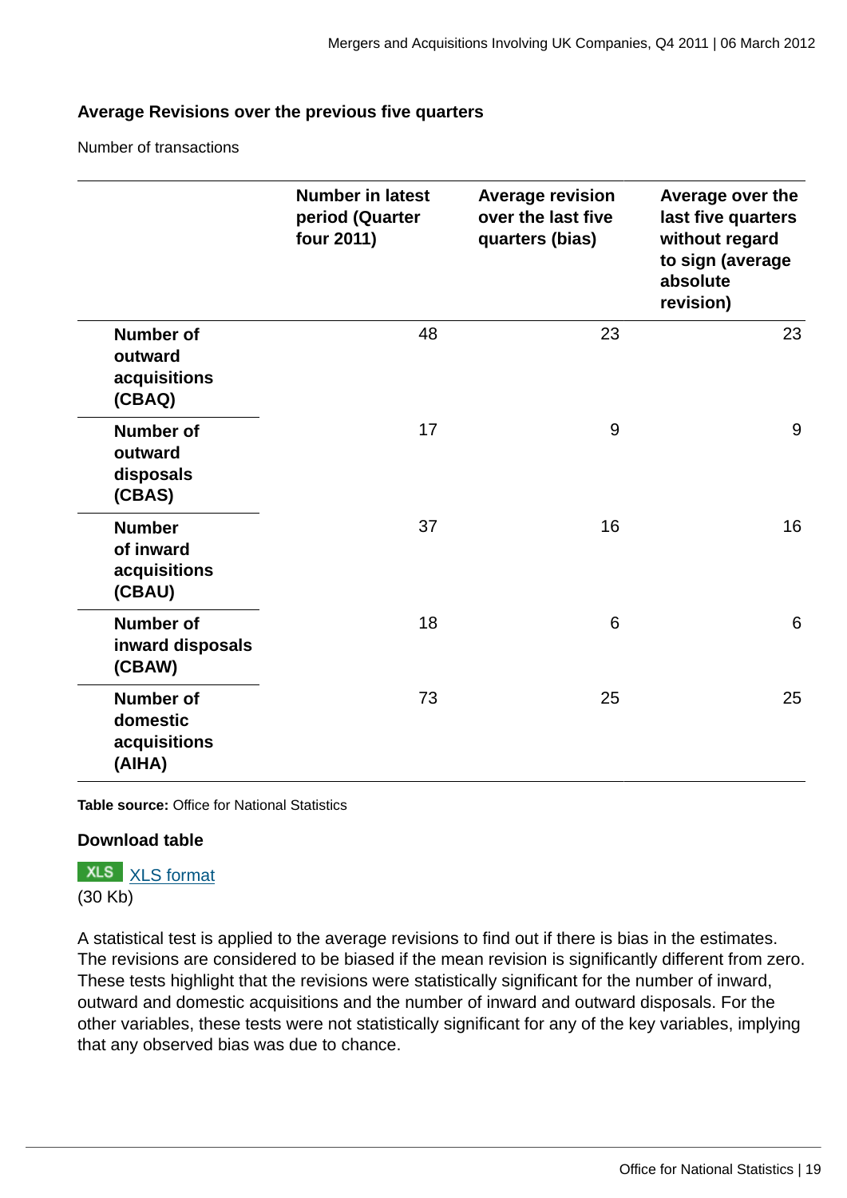### Average Revisions over the previous five quarters

Number of transactions

| | Number in latest period (Quarter four 2011) | Average revision over the last five quarters (bias) | Average over the last five quarters without regard to sign (average absolute revision) |
|---|---|---|---|
| **Number of outward acquisitions (CBAQ)** | 48 | 23 | 23 |
| **Number of outward disposals (CBAS)** | 17 | 9 | 9 |
| **Number of inward acquisitions (CBAU)** | 37 | 16 | 16 |
| **Number of inward disposals (CBAW)** | 18 | 6 | 6 |
| **Number of domestic acquisitions (AIHA)** | 73 | 25 | 25 |

**Table source:** Office for National Statistics

**Download table**

XLS [XLS format](XLS format)
(30 Kb)

A statistical test is applied to the average revisions to find out if there is bias in the estimates. The revisions are considered to be biased if the mean revision is significantly different from zero. These tests highlight that the revisions were statistically significant for the number of inward, outward and domestic acquisitions and the number of inward and outward disposals. For the other variables, these tests were not statistically significant for any of the key variables, implying that any observed bias was due to chance.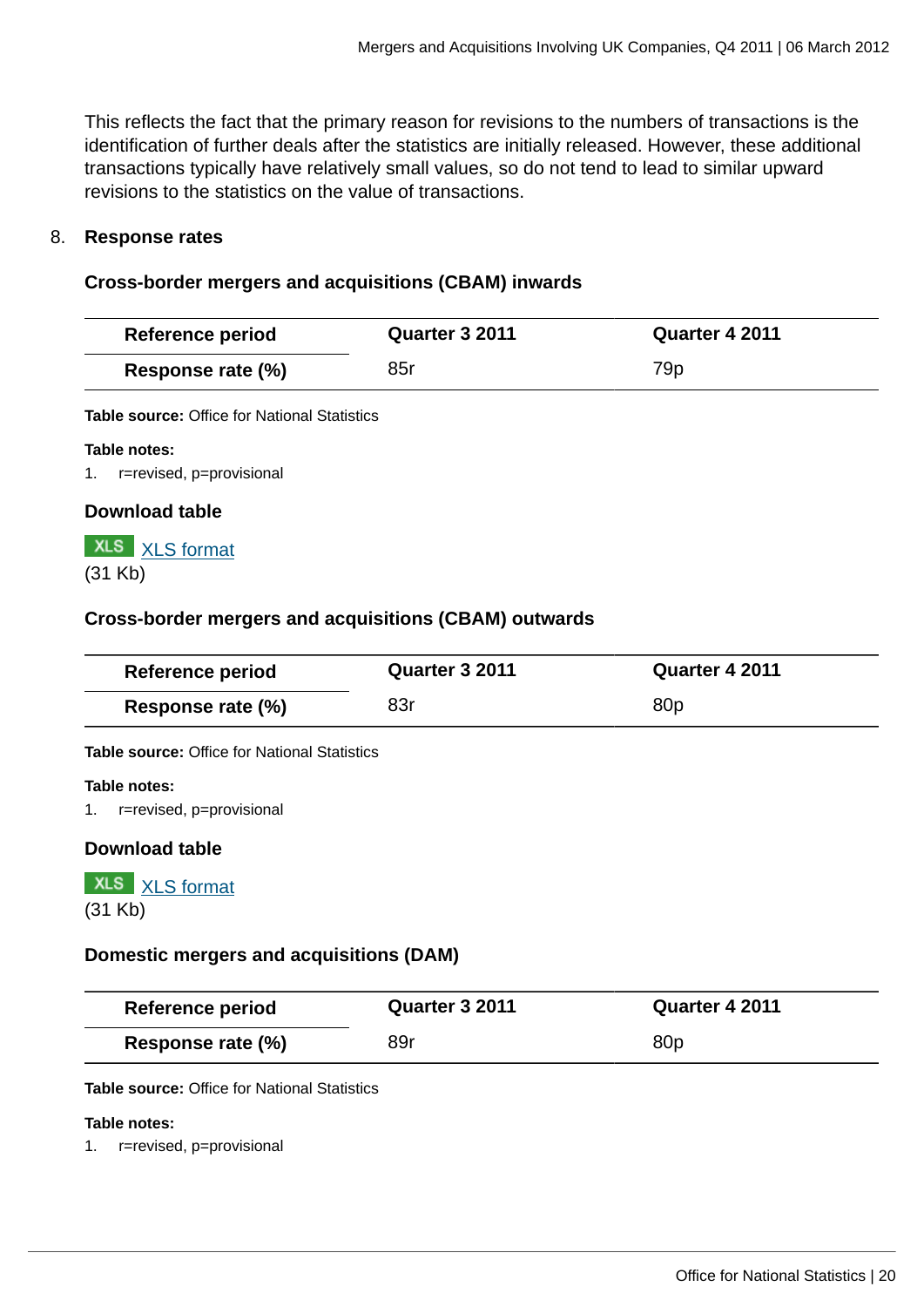This reflects the fact that the primary reason for revisions to the numbers of transactions is the identification of further deals after the statistics are initially released. However, these additional transactions typically have relatively small values, so do not tend to lead to similar upward revisions to the statistics on the value of transactions.

8. **Response rates**

### Cross-border mergers and acquisitions (CBAM) inwards

| Reference period | Quarter 3 2011 | Quarter 4 2011 |
|---|---|---|
| Response rate (%) | 85r | 79p |

**Table source:** Office for National Statistics

**Table notes:**

1. r=revised, p=provisional

### Download table

XLS format (31 Kb)

### Cross-border mergers and acquisitions (CBAM) outwards

| Reference period | Quarter 3 2011 | Quarter 4 2011 |
|---|---|---|
| Response rate (%) | 83r | 80p |

**Table source:** Office for National Statistics

**Table notes:**

1. r=revised, p=provisional

### Download table

XLS format (31 Kb)

### Domestic mergers and acquisitions (DAM)

| Reference period | Quarter 3 2011 | Quarter 4 2011 |
|---|---|---|
| Response rate (%) | 89r | 80p |

**Table source:** Office for National Statistics

**Table notes:**

1. r=revised, p=provisional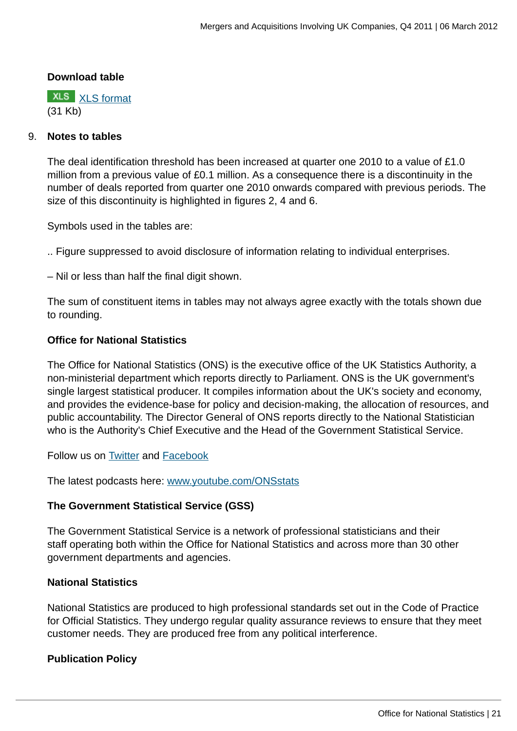**Download table**

XLS [XLS format](#)
(31 Kb)

9. **Notes to tables**

The deal identification threshold has been increased at quarter one 2010 to a value of £1.0 million from a previous value of £0.1 million. As a consequence there is a discontinuity in the number of deals reported from quarter one 2010 onwards compared with previous periods. The size of this discontinuity is highlighted in figures 2, 4 and 6.

Symbols used in the tables are:

.. Figure suppressed to avoid disclosure of information relating to individual enterprises.

– Nil or less than half the final digit shown.

The sum of constituent items in tables may not always agree exactly with the totals shown due to rounding.

**Office for National Statistics**

The Office for National Statistics (ONS) is the executive office of the UK Statistics Authority, a non-ministerial department which reports directly to Parliament. ONS is the UK government's single largest statistical producer. It compiles information about the UK's society and economy, and provides the evidence-base for policy and decision-making, the allocation of resources, and public accountability. The Director General of ONS reports directly to the National Statistician who is the Authority's Chief Executive and the Head of the Government Statistical Service.

Follow us on [Twitter](#) and [Facebook](#)

The latest podcasts here: [www.youtube.com/ONSstats](www.youtube.com/ONSstats)

**The Government Statistical Service (GSS)**

The Government Statistical Service is a network of professional statisticians and their staff operating both within the Office for National Statistics and across more than 30 other government departments and agencies.

**National Statistics**

National Statistics are produced to high professional standards set out in the Code of Practice for Official Statistics. They undergo regular quality assurance reviews to ensure that they meet customer needs. They are produced free from any political interference.

**Publication Policy**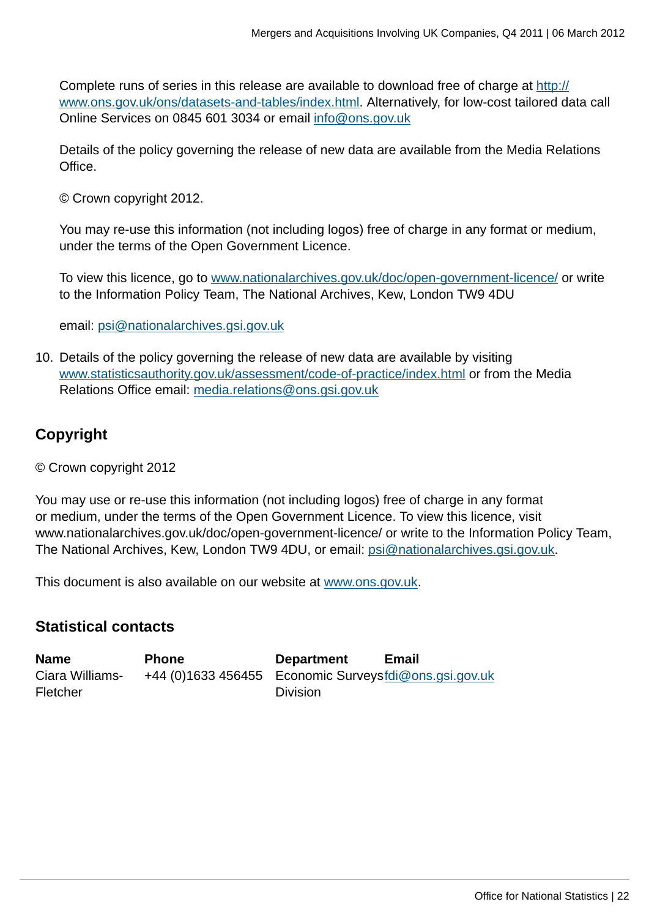Complete runs of series in this release are available to download free of charge at http://www.ons.gov.uk/ons/datasets-and-tables/index.html. Alternatively, for low-cost tailored data call Online Services on 0845 601 3034 or email info@ons.gov.uk

Details of the policy governing the release of new data are available from the Media Relations Office.

© Crown copyright 2012.

You may re-use this information (not including logos) free of charge in any format or medium, under the terms of the Open Government Licence.

To view this licence, go to www.nationalarchives.gov.uk/doc/open-government-licence/ or write to the Information Policy Team, The National Archives, Kew, London TW9 4DU

email: psi@nationalarchives.gsi.gov.uk

10. Details of the policy governing the release of new data are available by visiting www.statisticsauthority.gov.uk/assessment/code-of-practice/index.html or from the Media Relations Office email: media.relations@ons.gsi.gov.uk

## Copyright

© Crown copyright 2012

You may use or re-use this information (not including logos) free of charge in any format or medium, under the terms of the Open Government Licence. To view this licence, visit www.nationalarchives.gov.uk/doc/open-government-licence/ or write to the Information Policy Team, The National Archives, Kew, London TW9 4DU, or email: psi@nationalarchives.gsi.gov.uk.

This document is also available on our website at www.ons.gov.uk.

## Statistical contacts

| Name | Phone | Department | Email |
|---|---|---|---|
| Ciara Williams-Fletcher | +44 (0)1633 456455 | Economic Surveys Division | fdi@ons.gsi.gov.uk |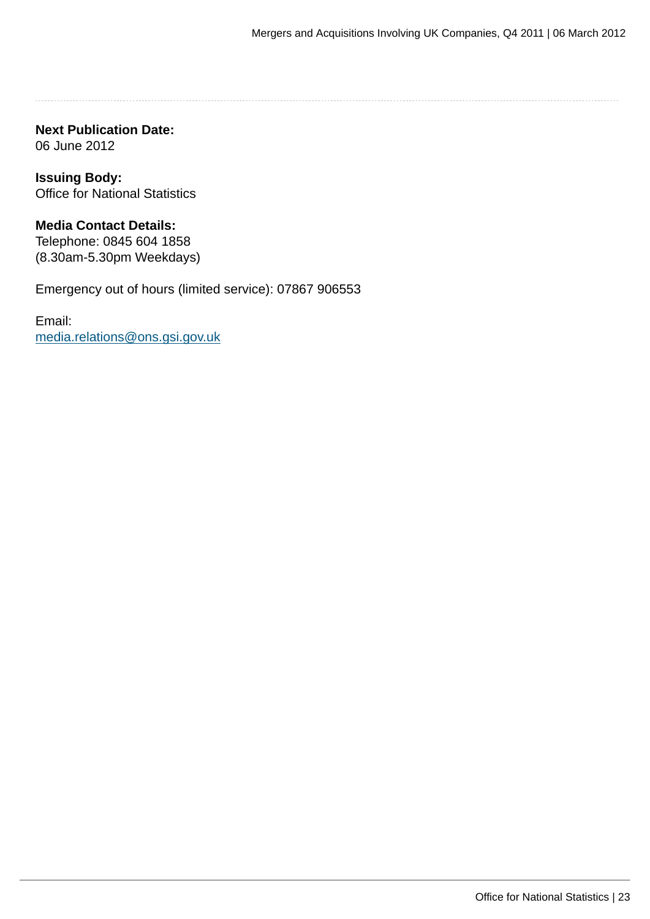**Next Publication Date:**
06 June 2012

**Issuing Body:**
Office for National Statistics

**Media Contact Details:**
Telephone: 0845 604 1858
(8.30am-5.30pm Weekdays)

Emergency out of hours (limited service): 07867 906553

Email:
media.relations@ons.gsi.gov.uk